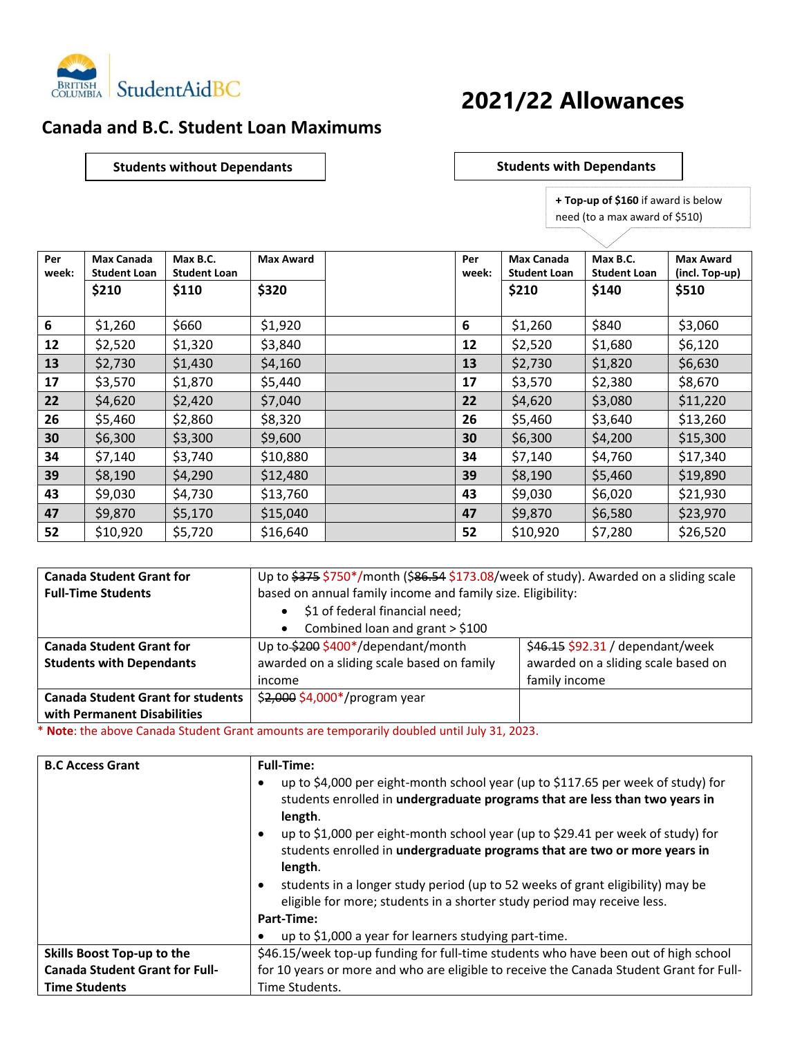StudentAidBC

# 2021/22 Allowances

## Canada and B.C. Student Loan Maximums

| Students without Dependants | | | | | Students with Dependants | | | |
|---|---|---|---|---|---|---|---|---|
| Per week: | Max Canada Student Loan **$210** | Max B.C. Student Loan **$110** | Max Award **$320** | | Per week: | Max Canada Student Loan **$210** | Max B.C. Student Loan **$140** | Max Award (incl. Top-up) **$510** |
| **6** | $1,260 | $660 | $1,920 | | **6** | $1,260 | $840 | $3,060 |
| **12** | $2,520 | $1,320 | $3,840 | | **12** | $2,520 | $1,680 | $6,120 |
| **13** | $2,730 | $1,430 | $4,160 | | **13** | $2,730 | $1,820 | $6,630 |
| **17** | $3,570 | $1,870 | $5,440 | | **17** | $3,570 | $2,380 | $8,670 |
| **22** | $4,620 | $2,420 | $7,040 | | **22** | $4,620 | $3,080 | $11,220 |
| **26** | $5,460 | $2,860 | $8,320 | | **26** | $5,460 | $3,640 | $13,260 |
| **30** | $6,300 | $3,300 | $9,600 | | **30** | $6,300 | $4,200 | $15,300 |
| **34** | $7,140 | $3,740 | $10,880 | | **34** | $7,140 | $4,760 | $17,340 |
| **39** | $8,190 | $4,290 | $12,480 | | **39** | $8,190 | $5,460 | $19,890 |
| **43** | $9,030 | $4,730 | $13,760 | | **43** | $9,030 | $6,020 | $21,930 |
| **47** | $9,870 | $5,170 | $15,040 | | **47** | $9,870 | $6,580 | $23,970 |
| **52** | $10,920 | $5,720 | $16,640 | | **52** | $10,920 | $7,280 | $26,520 |

**+ Top-up of $160** if award is below need (to a max award of $510)

| | | |
|---|---|---|
| **Canada Student Grant for Full-Time Students** | Up to ~~$375~~ $750*/month (~~$86.54~~ $173.08/week of study). Awarded on a sliding scale based on annual family income and family size. Eligibility: <br>• $1 of federal financial need; <br>• Combined loan and grant > $100 | |
| **Canada Student Grant for Students with Dependants** | Up to ~~$200~~ $400*/dependant/month awarded on a sliding scale based on family income | ~~$46.15~~ $92.31 / dependant/week awarded on a sliding scale based on family income |
| **Canada Student Grant for students with Permanent Disabilities** | ~~$2,000~~ $4,000*/program year | |

\* **Note**: the above Canada Student Grant amounts are temporarily doubled until July 31, 2023.

| | |
|---|---|
| **B.C Access Grant** | **Full-Time:** <br>• up to $4,000 per eight-month school year (up to $117.65 per week of study) for students enrolled in **undergraduate programs that are less than two years in length**. <br>• up to $1,000 per eight-month school year (up to $29.41 per week of study) for students enrolled in **undergraduate programs that are two or more years in length**. <br>• students in a longer study period (up to 52 weeks of grant eligibility) may be eligible for more; students in a shorter study period may receive less. <br>**Part-Time:** <br>• up to $1,000 a year for learners studying part-time. |
| **Skills Boost Top-up to the Canada Student Grant for Full-Time Students** | $46.15/week top-up funding for full-time students who have been out of high school for 10 years or more and who are eligible to receive the Canada Student Grant for Full-Time Students. |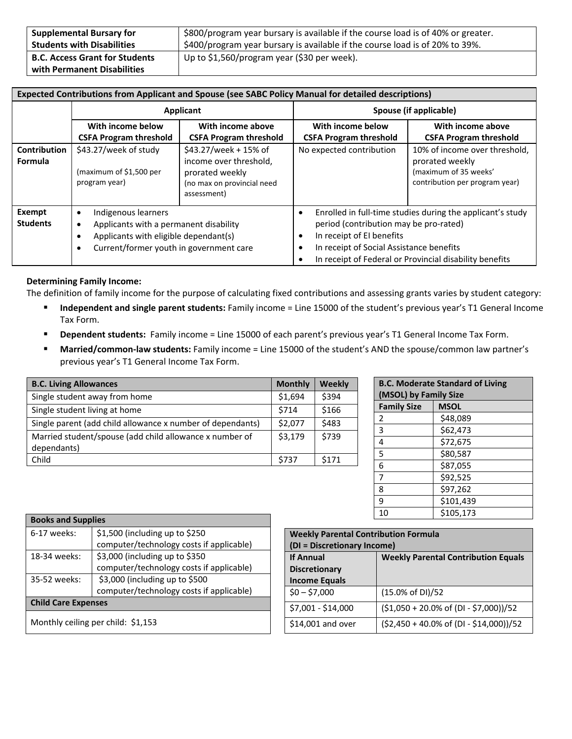| | |
|---|---|
| **Supplemental Bursary for Students with Disabilities** | $800/program year bursary is available if the course load is of 40% or greater. $400/program year bursary is available if the course load is of 20% to 39%. |
| **B.C. Access Grant for Students with Permanent Disabilities** | Up to $1,560/program year ($30 per week). |

| **Expected Contributions from Applicant and Spouse (see SABC Policy Manual for detailed descriptions)** | | | | |
|---|---|---|---|---|
| | **Applicant** | | **Spouse (if applicable)** | |
| | **With income below CSFA Program threshold** | **With income above CSFA Program threshold** | **With income below CSFA Program threshold** | **With income above CSFA Program threshold** |
| **Contribution Formula** | $43.27/week of study (maximum of $1,500 per program year) | $43.27/week + 15% of income over threshold, prorated weekly (no max on provincial need assessment) | No expected contribution | 10% of income over threshold, prorated weekly (maximum of 35 weeks' contribution per program year) |
| **Exempt Students** | • Indigenous learners<br>• Applicants with a permanent disability<br>• Applicants with eligible dependant(s)<br>• Current/former youth in government care | | • Enrolled in full-time studies during the applicant's study period (contribution may be pro-rated)<br>• In receipt of EI benefits<br>• In receipt of Social Assistance benefits<br>• In receipt of Federal or Provincial disability benefits | |

**Determining Family Income:**

The definition of family income for the purpose of calculating fixed contributions and assessing grants varies by student category:

- **Independent and single parent students:** Family income = Line 15000 of the student's previous year's T1 General Income Tax Form.
- **Dependent students:** Family income = Line 15000 of each parent's previous year's T1 General Income Tax Form.
- **Married/common-law students:** Family income = Line 15000 of the student's AND the spouse/common law partner's previous year's T1 General Income Tax Form.

| **B.C. Living Allowances** | **Monthly** | **Weekly** |
|---|---|---|
| Single student away from home | $1,694 | $394 |
| Single student living at home | $714 | $166 |
| Single parent (add child allowance x number of dependants) | $2,077 | $483 |
| Married student/spouse (add child allowance x number of dependants) | $3,179 | $739 |
| Child | $737 | $171 |

| **B.C. Moderate Standard of Living (MSOL) by Family Size** | |
|---|---|
| **Family Size** | **MSOL** |
| 2 | $48,089 |
| 3 | $62,473 |
| 4 | $72,675 |
| 5 | $80,587 |
| 6 | $87,055 |
| 7 | $92,525 |
| 8 | $97,262 |
| 9 | $101,439 |
| 10 | $105,173 |

| **Books and Supplies** | |
|---|---|
| 6-17 weeks: | $1,500 (including up to $250 computer/technology costs if applicable) |
| 18-34 weeks: | $3,000 (including up to $350 computer/technology costs if applicable) |
| 35-52 weeks: | $3,000 (including up to $500 computer/technology costs if applicable) |
| **Child Care Expenses** | |
| Monthly ceiling per child: $1,153 | |

| **Weekly Parental Contribution Formula (DI = Discretionary Income)** | |
|---|---|
| **If Annual Discretionary Income Equals** | **Weekly Parental Contribution Equals** |
| $0 – $7,000 | (15.0% of DI)/52 |
| $7,001 - $14,000 | ($1,050 + 20.0% of (DI - $7,000))/52 |
| $14,001 and over | ($2,450 + 40.0% of (DI - $14,000))/52 |